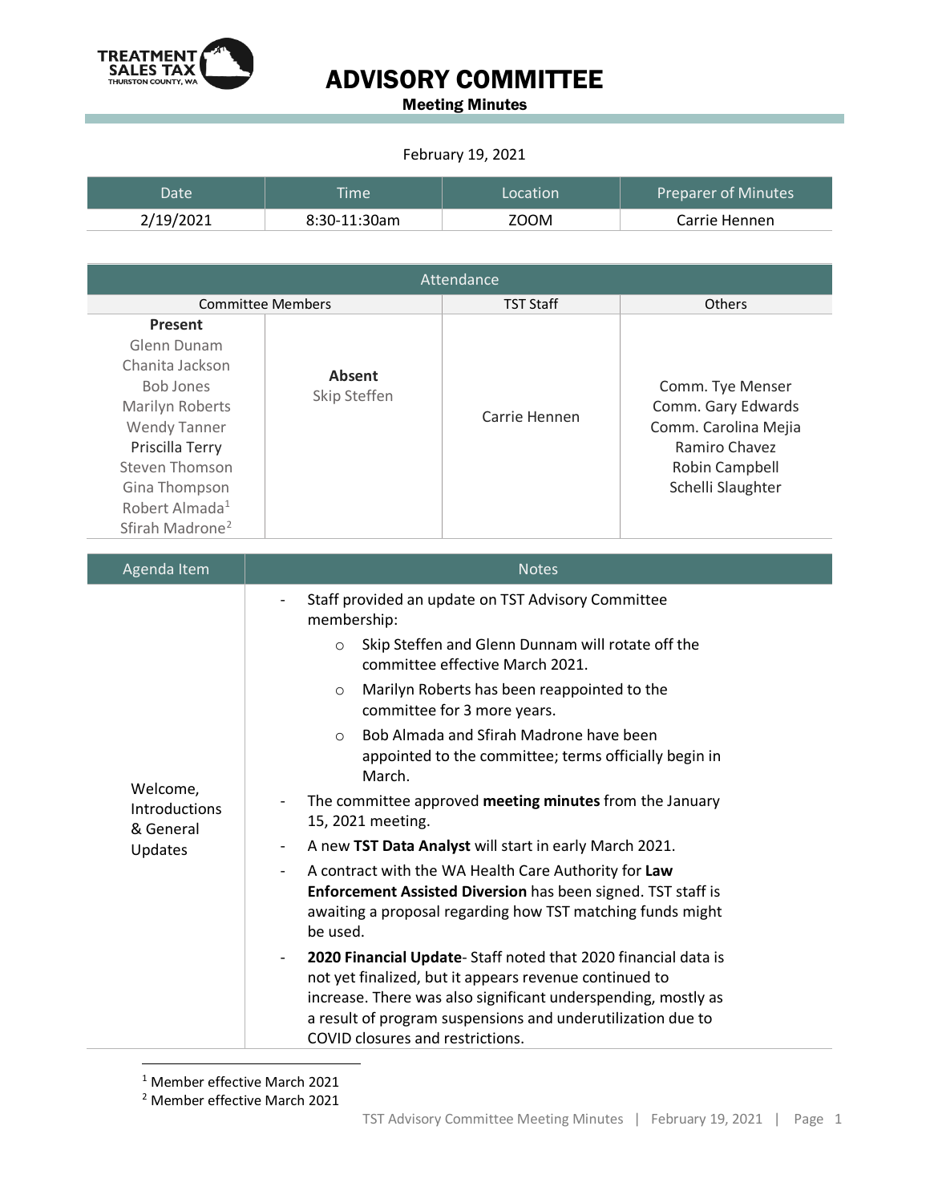# ADVISORY COMMITTEE

**Meeting Minutes**

February 19, 2021

| Date | Time | Location | Preparer of Minutes |
|---|---|---|---|
| 2/19/2021 | 8:30-11:30am | ZOOM | Carrie Hennen |

| Attendance | | | |
|---|---|---|---|
| Committee Members | | TST Staff | Others |
| **Present**<br>Glenn Dunam<br>Chanita Jackson<br>Bob Jones<br>Marilyn Roberts<br>Wendy Tanner<br>Priscilla Terry<br>Steven Thomson<br>Gina Thompson<br>Robert Almada[1]<br>Sfirah Madrone[2] | **Absent**<br>Skip Steffen | Carrie Hennen | Comm. Tye Menser<br>Comm. Gary Edwards<br>Comm. Carolina Mejia<br>Ramiro Chavez<br>Robin Campbell<br>Schelli Slaughter |

| Agenda Item | Notes |
|---|---|
| Welcome, Introductions & General Updates | - Staff provided an update on TST Advisory Committee membership:<br>  o Skip Steffen and Glenn Dunnam will rotate off the committee effective March 2021.<br>  o Marilyn Roberts has been reappointed to the committee for 3 more years.<br>  o Bob Almada and Sfirah Madrone have been appointed to the committee; terms officially begin in March.<br>- The committee approved **meeting minutes** from the January 15, 2021 meeting.<br>- A new **TST Data Analyst** will start in early March 2021.<br>- A contract with the WA Health Care Authority for **Law Enforcement Assisted Diversion** has been signed. TST staff is awaiting a proposal regarding how TST matching funds might be used.<br>- **2020 Financial Update**- Staff noted that 2020 financial data is not yet finalized, but it appears revenue continued to increase. There was also significant underspending, mostly as a result of program suspensions and underutilization due to COVID closures and restrictions. |

[1] Member effective March 2021

[2] Member effective March 2021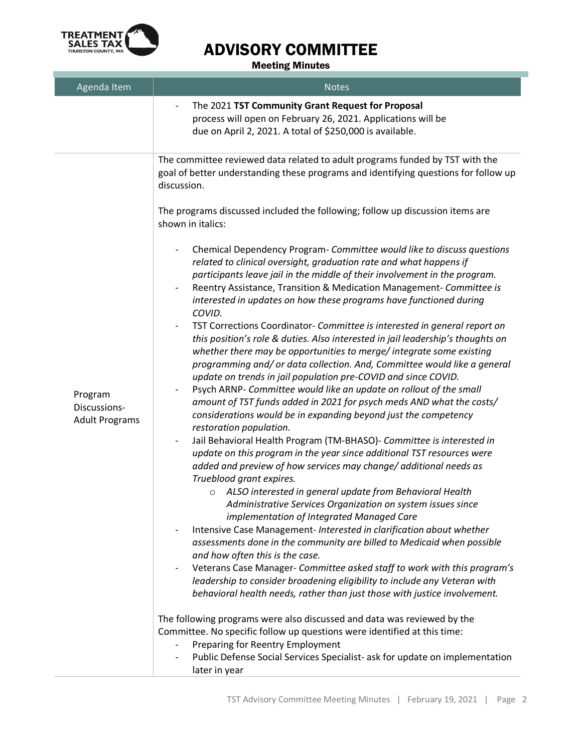# ADVISORY COMMITTEE

**Meeting Minutes**

| Agenda Item | Notes |
|---|---|
| | - The 2021 **TST Community Grant Request for Proposal** process will open on February 26, 2021. Applications will be due on April 2, 2021. A total of $250,000 is available. |
| Program Discussions- Adult Programs | The committee reviewed data related to adult programs funded by TST with the goal of better understanding these programs and identifying questions for follow up discussion.<br><br>The programs discussed included the following; follow up discussion items are shown in italics:<br><br>- Chemical Dependency Program- *Committee would like to discuss questions related to clinical oversight, graduation rate and what happens if participants leave jail in the middle of their involvement in the program.*<br>- Reentry Assistance, Transition & Medication Management- *Committee is interested in updates on how these programs have functioned during COVID.*<br>- TST Corrections Coordinator- *Committee is interested in general report on this position's role & duties. Also interested in jail leadership's thoughts on whether there may be opportunities to merge/ integrate some existing programming and/ or data collection. And, Committee would like a general update on trends in jail population pre-COVID and since COVID.*<br>- Psych ARNP- *Committee would like an update on rollout of the small amount of TST funds added in 2021 for psych meds AND what the costs/ considerations would be in expanding beyond just the competency restoration population.*<br>- Jail Behavioral Health Program (TM-BHASO)- *Committee is interested in update on this program in the year since additional TST resources were added and preview of how services may change/ additional needs as Trueblood grant expires.*<br>&nbsp;&nbsp;&nbsp;&nbsp;o *ALSO interested in general update from Behavioral Health Administrative Services Organization on system issues since implementation of Integrated Managed Care*<br>- Intensive Case Management- *Interested in clarification about whether assessments done in the community are billed to Medicaid when possible and how often this is the case.*<br>- Veterans Case Manager- *Committee asked staff to work with this program's leadership to consider broadening eligibility to include any Veteran with behavioral health needs, rather than just those with justice involvement.*<br><br>The following programs were also discussed and data was reviewed by the Committee. No specific follow up questions were identified at this time:<br>- Preparing for Reentry Employment<br>- Public Defense Social Services Specialist- ask for update on implementation later in year |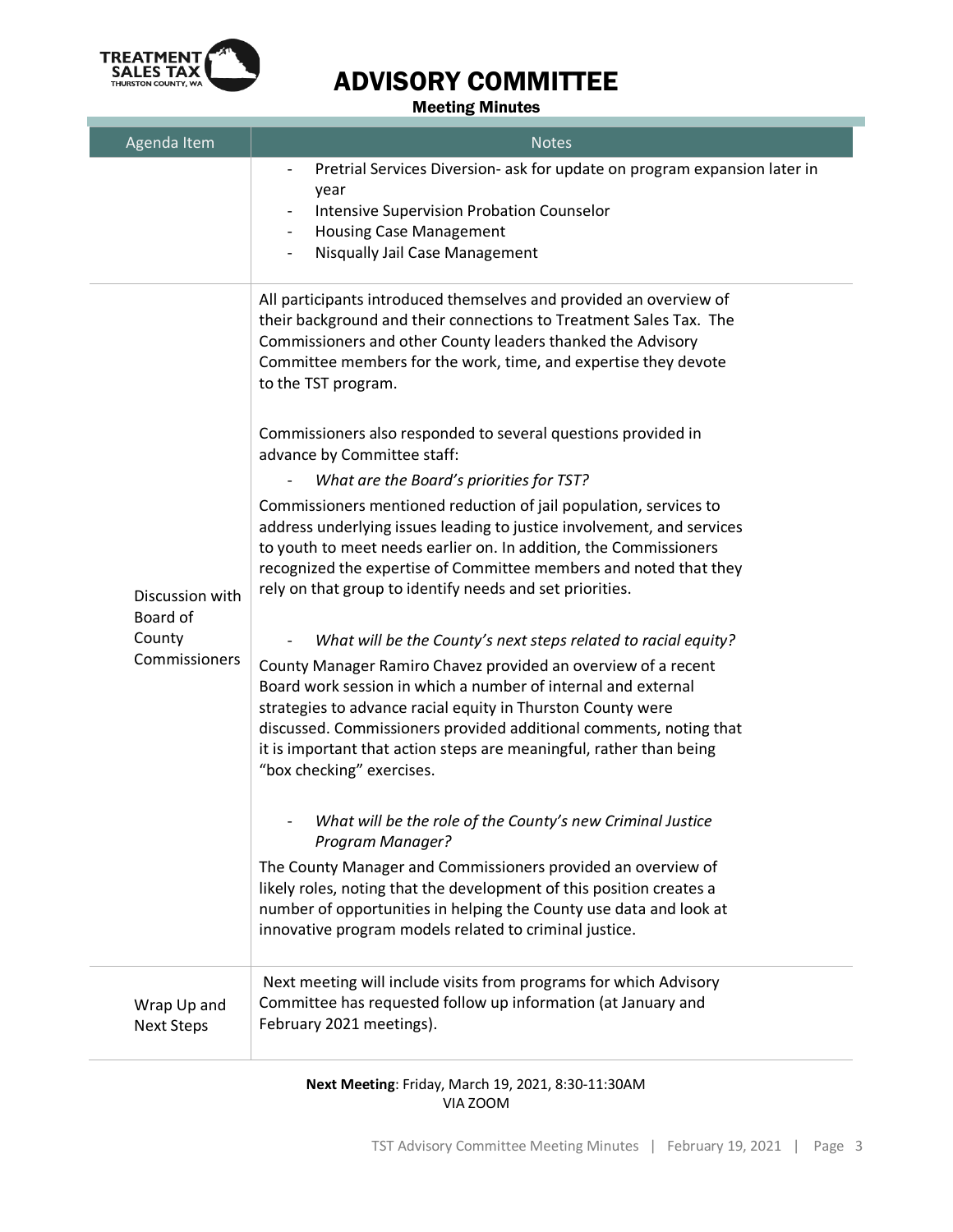# ADVISORY COMMITTEE

## Meeting Minutes

| Agenda Item | Notes |
|---|---|
| | - Pretrial Services Diversion- ask for update on program expansion later in year<br>- Intensive Supervision Probation Counselor<br>- Housing Case Management<br>- Nisqually Jail Case Management |
| Discussion with Board of County Commissioners | All participants introduced themselves and provided an overview of their background and their connections to Treatment Sales Tax. The Commissioners and other County leaders thanked the Advisory Committee members for the work, time, and expertise they devote to the TST program.<br><br>Commissioners also responded to several questions provided in advance by Committee staff:<br>- *What are the Board's priorities for TST?*<br><br>Commissioners mentioned reduction of jail population, services to address underlying issues leading to justice involvement, and services to youth to meet needs earlier on. In addition, the Commissioners recognized the expertise of Committee members and noted that they rely on that group to identify needs and set priorities.<br><br>- *What will be the County's next steps related to racial equity?*<br><br>County Manager Ramiro Chavez provided an overview of a recent Board work session in which a number of internal and external strategies to advance racial equity in Thurston County were discussed. Commissioners provided additional comments, noting that it is important that action steps are meaningful, rather than being "box checking" exercises.<br><br>- *What will be the role of the County's new Criminal Justice Program Manager?*<br><br>The County Manager and Commissioners provided an overview of likely roles, noting that the development of this position creates a number of opportunities in helping the County use data and look at innovative program models related to criminal justice. |
| Wrap Up and Next Steps | Next meeting will include visits from programs for which Advisory Committee has requested follow up information (at January and February 2021 meetings). |

**Next Meeting**: Friday, March 19, 2021, 8:30-11:30AM
VIA ZOOM